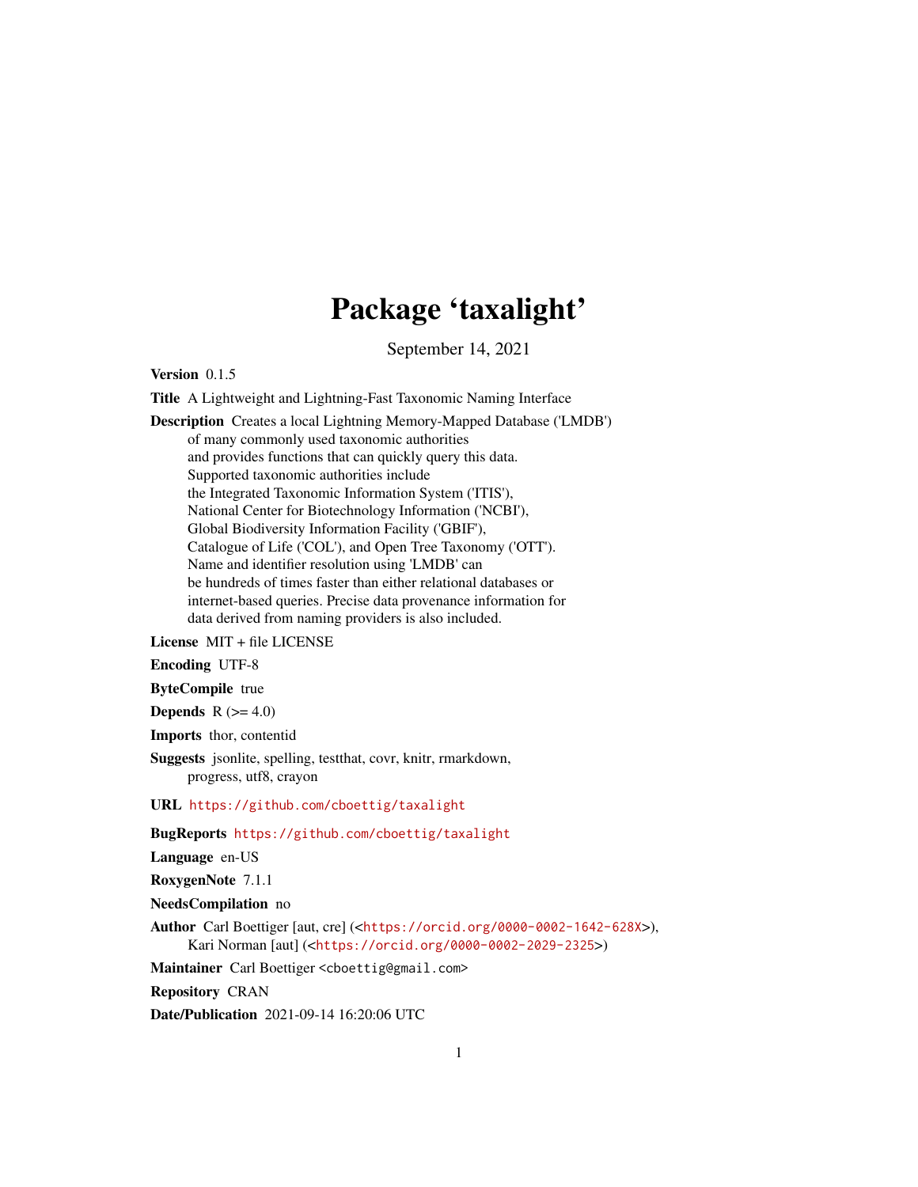# Package 'taxalight'

September 14, 2021

**Version** 0.1.5

**Title** A Lightweight and Lightning-Fast Taxonomic Naming Interface

**Description** Creates a local Lightning Memory-Mapped Database ('LMDB') of many commonly used taxonomic authorities and provides functions that can quickly query this data. Supported taxonomic authorities include the Integrated Taxonomic Information System ('ITIS'), National Center for Biotechnology Information ('NCBI'), Global Biodiversity Information Facility ('GBIF'), Catalogue of Life ('COL'), and Open Tree Taxonomy ('OTT'). Name and identifier resolution using 'LMDB' can be hundreds of times faster than either relational databases or internet-based queries. Precise data provenance information for data derived from naming providers is also included.

**License** MIT + file LICENSE

**Encoding** UTF-8

**ByteCompile** true

**Depends** R (>= 4.0)

**Imports** thor, contentid

**Suggests** jsonlite, spelling, testthat, covr, knitr, rmarkdown, progress, utf8, crayon

**URL** https://github.com/cboettig/taxalight

**BugReports** https://github.com/cboettig/taxalight

**Language** en-US

**RoxygenNote** 7.1.1

**NeedsCompilation** no

**Author** Carl Boettiger [aut, cre] (<https://orcid.org/0000-0002-1642-628X>), Kari Norman [aut] (<https://orcid.org/0000-0002-2029-2325>)

**Maintainer** Carl Boettiger <cboettig@gmail.com>

**Repository** CRAN

**Date/Publication** 2021-09-14 16:20:06 UTC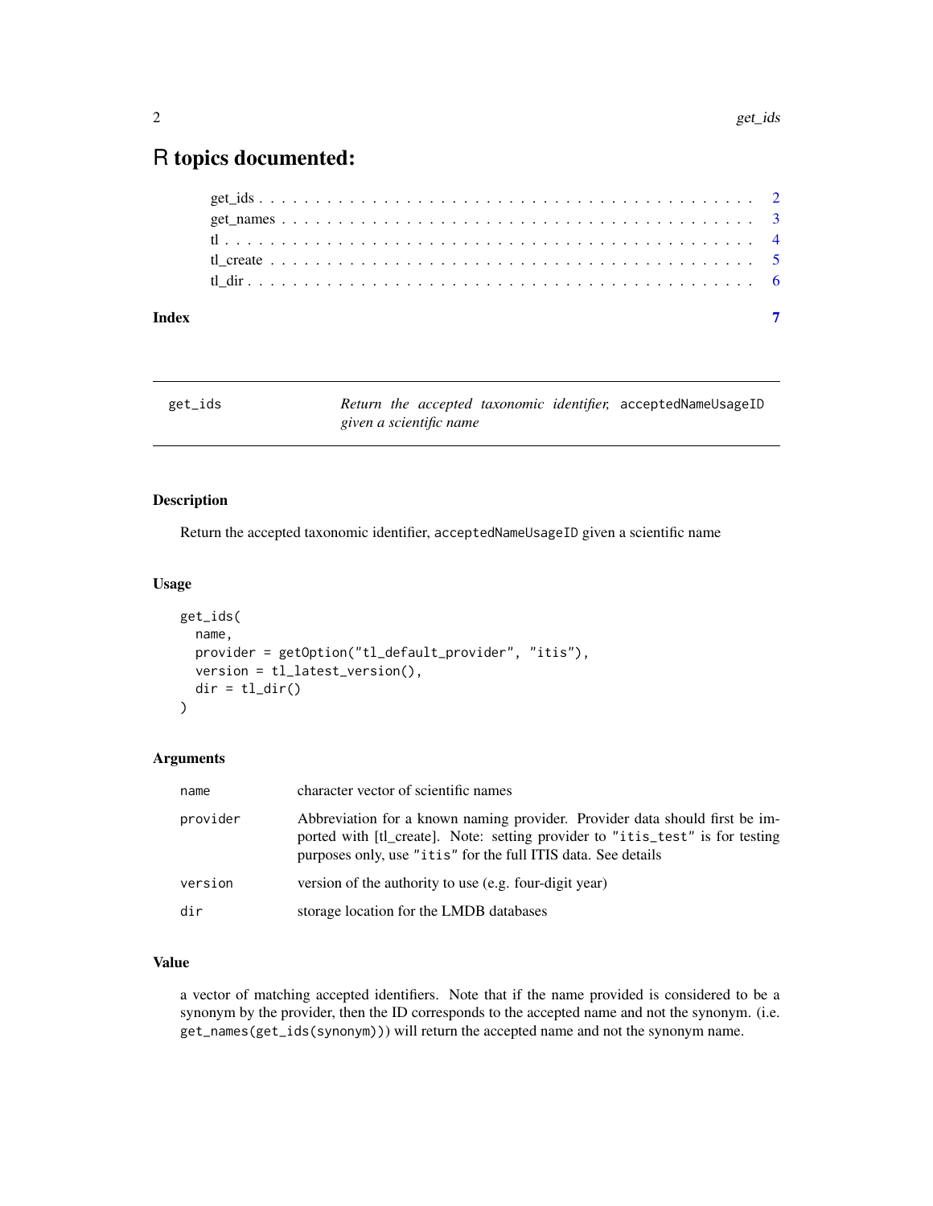# R topics documented:

get_ids . . . . . . . . . . . . . . . . . . . . . . . . . . . . . . . . . . . . . . . . . . 2
get_names . . . . . . . . . . . . . . . . . . . . . . . . . . . . . . . . . . . . . . . . . 3
tl . . . . . . . . . . . . . . . . . . . . . . . . . . . . . . . . . . . . . . . . . . . . . 4
tl_create . . . . . . . . . . . . . . . . . . . . . . . . . . . . . . . . . . . . . . . . . 5
tl_dir . . . . . . . . . . . . . . . . . . . . . . . . . . . . . . . . . . . . . . . . . . . 6

**Index** 7

---

`get_ids` *Return the accepted taxonomic identifier,* `acceptedNameUsageID` *given a scientific name*

---

## Description

Return the accepted taxonomic identifier, `acceptedNameUsageID` given a scientific name

## Usage

```
get_ids(
  name,
  provider = getOption("tl_default_provider", "itis"),
  version = tl_latest_version(),
  dir = tl_dir()
)
```

## Arguments

| | |
|---|---|
| `name` | character vector of scientific names |
| `provider` | Abbreviation for a known naming provider. Provider data should first be imported with [tl_create]. Note: setting provider to `"itis_test"` is for testing purposes only, use `"itis"` for the full ITIS data. See details |
| `version` | version of the authority to use (e.g. four-digit year) |
| `dir` | storage location for the LMDB databases |

## Value

a vector of matching accepted identifiers. Note that if the name provided is considered to be a synonym by the provider, then the ID corresponds to the accepted name and not the synonym. (i.e. `get_names(get_ids(synonym))`) will return the accepted name and not the synonym name.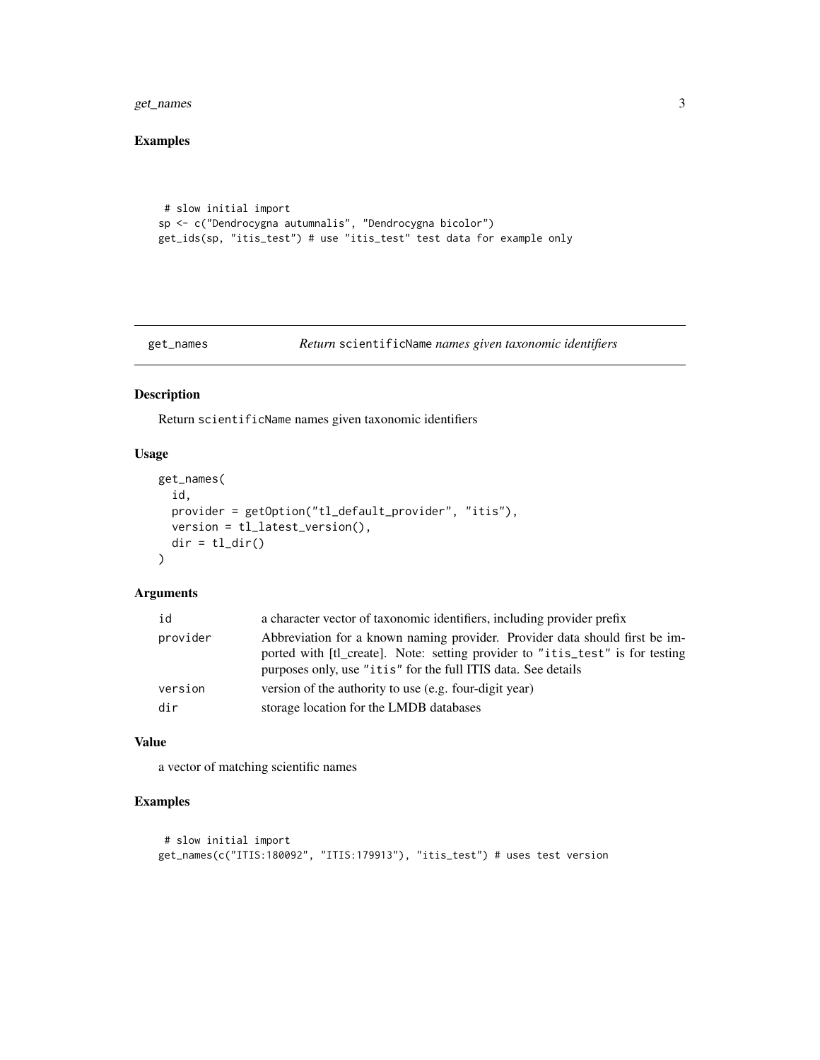## Examples

```
 # slow initial import
sp <- c("Dendrocygna autumnalis", "Dendrocygna bicolor")
get_ids(sp, "itis_test") # use "itis_test" test data for example only
```

---

# get_names    *Return* `scientificName` *names given taxonomic identifiers*

## Description

Return `scientificName` names given taxonomic identifiers

## Usage

```
get_names(
  id,
  provider = getOption("tl_default_provider", "itis"),
  version = tl_latest_version(),
  dir = tl_dir()
)
```

## Arguments

| | |
|---|---|
| `id` | a character vector of taxonomic identifiers, including provider prefix |
| `provider` | Abbreviation for a known naming provider. Provider data should first be imported with [tl_create]. Note: setting provider to `"itis_test"` is for testing purposes only, use `"itis"` for the full ITIS data. See details |
| `version` | version of the authority to use (e.g. four-digit year) |
| `dir` | storage location for the LMDB databases |

## Value

a vector of matching scientific names

## Examples

```
 # slow initial import
get_names(c("ITIS:180092", "ITIS:179913"), "itis_test") # uses test version
```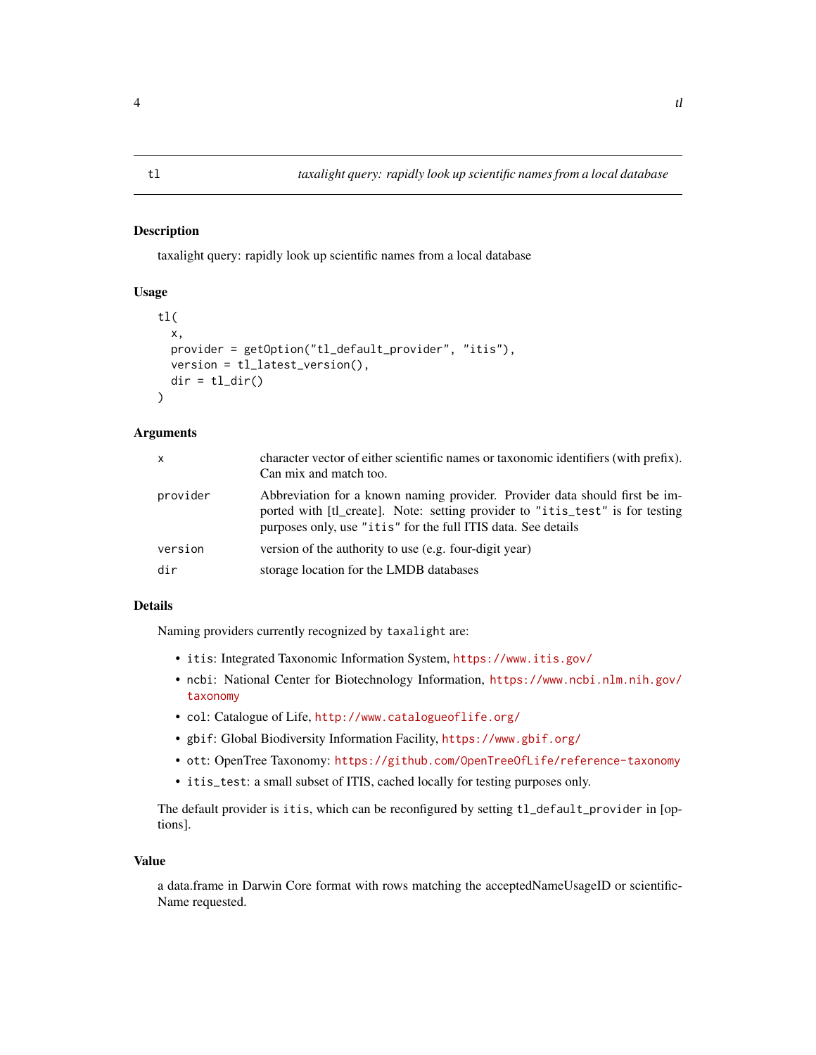# tl — *taxalight query: rapidly look up scientific names from a local database*

## Description

taxalight query: rapidly look up scientific names from a local database

## Usage

```
tl(
  x,
  provider = getOption("tl_default_provider", "itis"),
  version = tl_latest_version(),
  dir = tl_dir()
)
```

## Arguments

| | |
|---|---|
| `x` | character vector of either scientific names or taxonomic identifiers (with prefix). Can mix and match too. |
| `provider` | Abbreviation for a known naming provider. Provider data should first be imported with [tl_create]. Note: setting provider to `"itis_test"` is for testing purposes only, use `"itis"` for the full ITIS data. See details |
| `version` | version of the authority to use (e.g. four-digit year) |
| `dir` | storage location for the LMDB databases |

## Details

Naming providers currently recognized by `taxalight` are:

- `itis`: Integrated Taxonomic Information System, https://www.itis.gov/
- `ncbi`: National Center for Biotechnology Information, https://www.ncbi.nlm.nih.gov/taxonomy
- `col`: Catalogue of Life, http://www.catalogueoflife.org/
- `gbif`: Global Biodiversity Information Facility, https://www.gbif.org/
- `ott`: OpenTree Taxonomy: https://github.com/OpenTreeOfLife/reference-taxonomy
- `itis_test`: a small subset of ITIS, cached locally for testing purposes only.

The default provider is `itis`, which can be reconfigured by setting `tl_default_provider` in [options].

## Value

a data.frame in Darwin Core format with rows matching the acceptedNameUsageID or scientificName requested.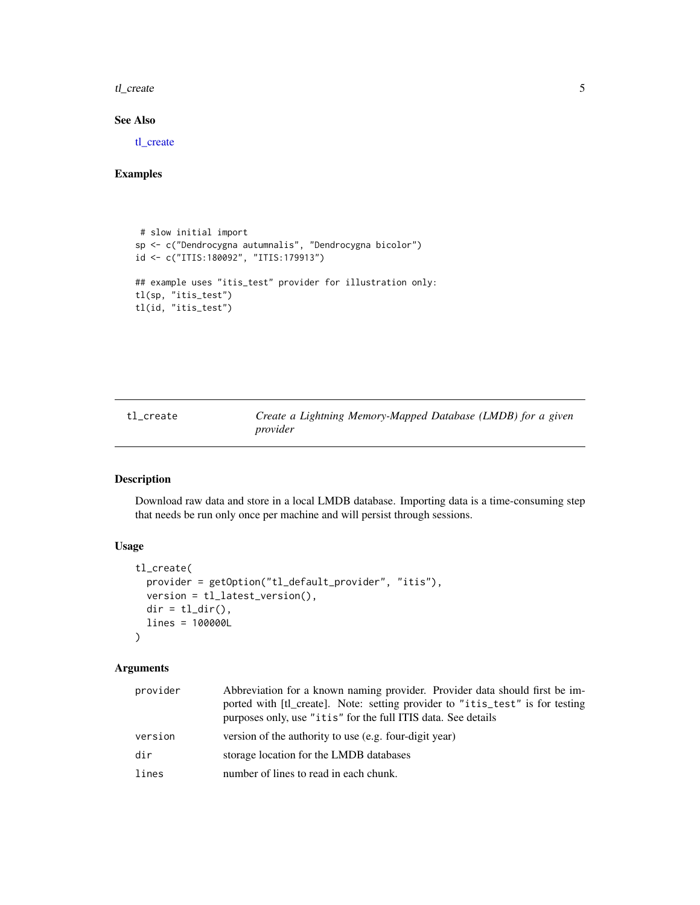### See Also

tl_create

### Examples

```
 # slow initial import
sp <- c("Dendrocygna autumnalis", "Dendrocygna bicolor")
id <- c("ITIS:180092", "ITIS:179913")

## example uses "itis_test" provider for illustration only:
tl(sp, "itis_test")
tl(id, "itis_test")
```

---

## tl_create — *Create a Lightning Memory-Mapped Database (LMDB) for a given provider*

### Description

Download raw data and store in a local LMDB database. Importing data is a time-consuming step that needs be run only once per machine and will persist through sessions.

### Usage

```
tl_create(
  provider = getOption("tl_default_provider", "itis"),
  version = tl_latest_version(),
  dir = tl_dir(),
  lines = 100000L
)
```

### Arguments

| | |
|---|---|
| provider | Abbreviation for a known naming provider. Provider data should first be imported with [tl_create]. Note: setting provider to "itis_test" is for testing purposes only, use "itis" for the full ITIS data. See details |
| version | version of the authority to use (e.g. four-digit year) |
| dir | storage location for the LMDB databases |
| lines | number of lines to read in each chunk. |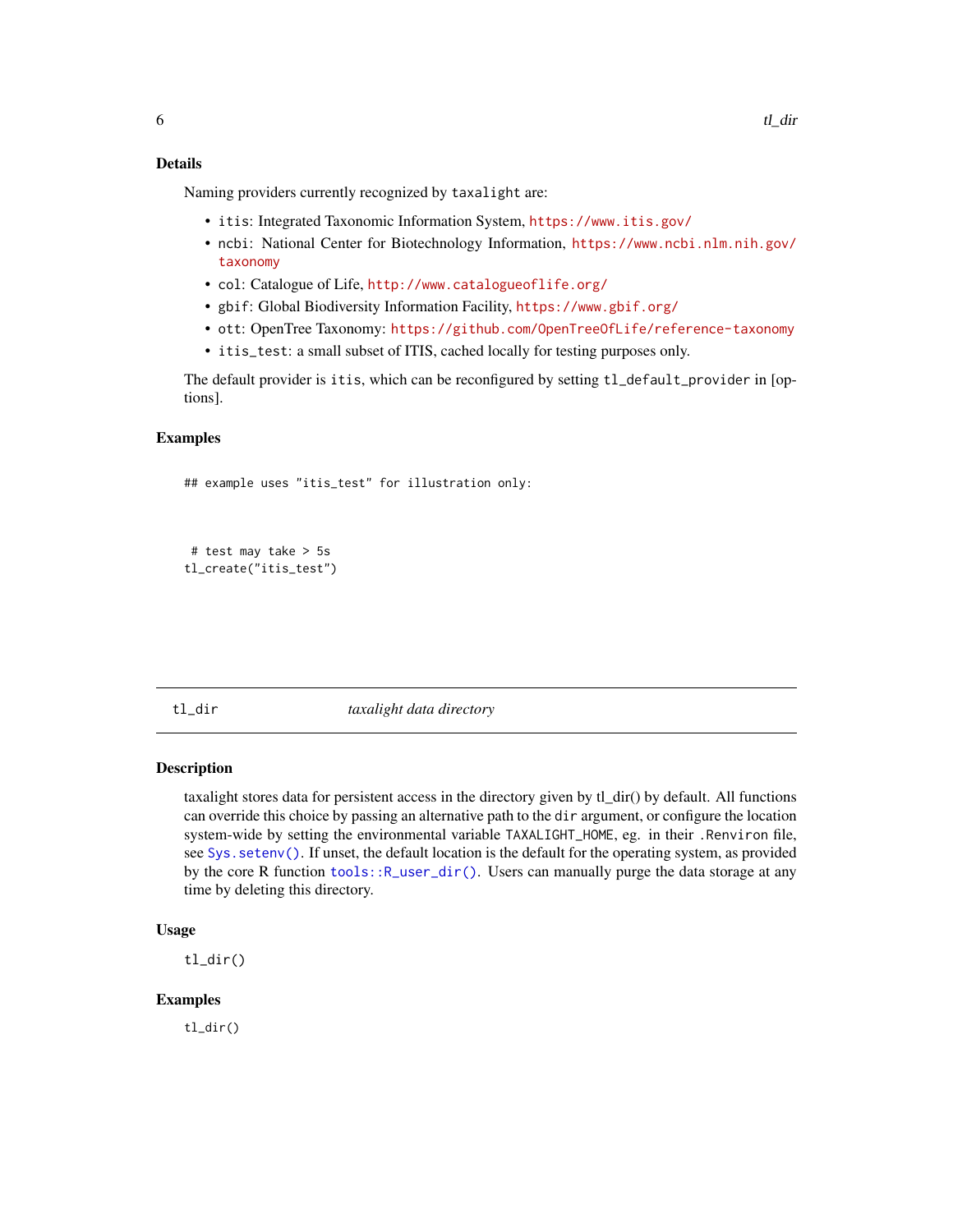### Details

Naming providers currently recognized by `taxalight` are:

- `itis`: Integrated Taxonomic Information System, https://www.itis.gov/
- `ncbi`: National Center for Biotechnology Information, https://www.ncbi.nlm.nih.gov/taxonomy
- `col`: Catalogue of Life, http://www.catalogueoflife.org/
- `gbif`: Global Biodiversity Information Facility, https://www.gbif.org/
- `ott`: OpenTree Taxonomy: https://github.com/OpenTreeOfLife/reference-taxonomy
- `itis_test`: a small subset of ITIS, cached locally for testing purposes only.

The default provider is `itis`, which can be reconfigured by setting `tl_default_provider` in [options].

### Examples

```
## example uses "itis_test" for illustration only:



 # test may take > 5s
tl_create("itis_test")
```

---

## tl_dir    *taxalight data directory*

### Description

taxalight stores data for persistent access in the directory given by tl_dir() by default. All functions can override this choice by passing an alternative path to the `dir` argument, or configure the location system-wide by setting the environmental variable `TAXALIGHT_HOME`, eg. in their `.Renviron` file, see `Sys.setenv()`. If unset, the default location is the default for the operating system, as provided by the core R function `tools::R_user_dir()`. Users can manually purge the data storage at any time by deleting this directory.

### Usage

```
tl_dir()
```

### Examples

```
tl_dir()
```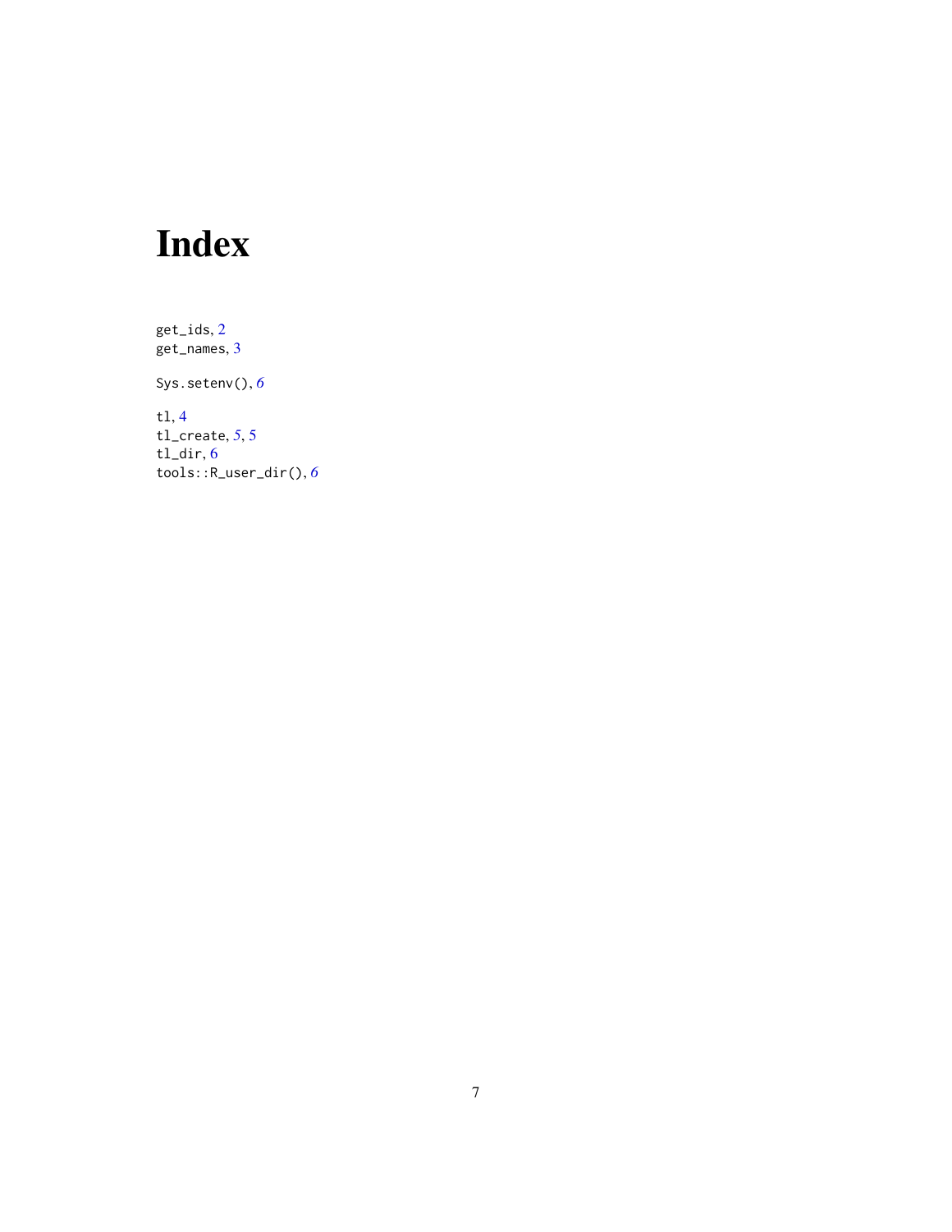# Index

get_ids, 2
get_names, 3

Sys.setenv(), *6*

tl, 4
tl_create, *5*, 5
tl_dir, 6
tools::R_user_dir(), *6*